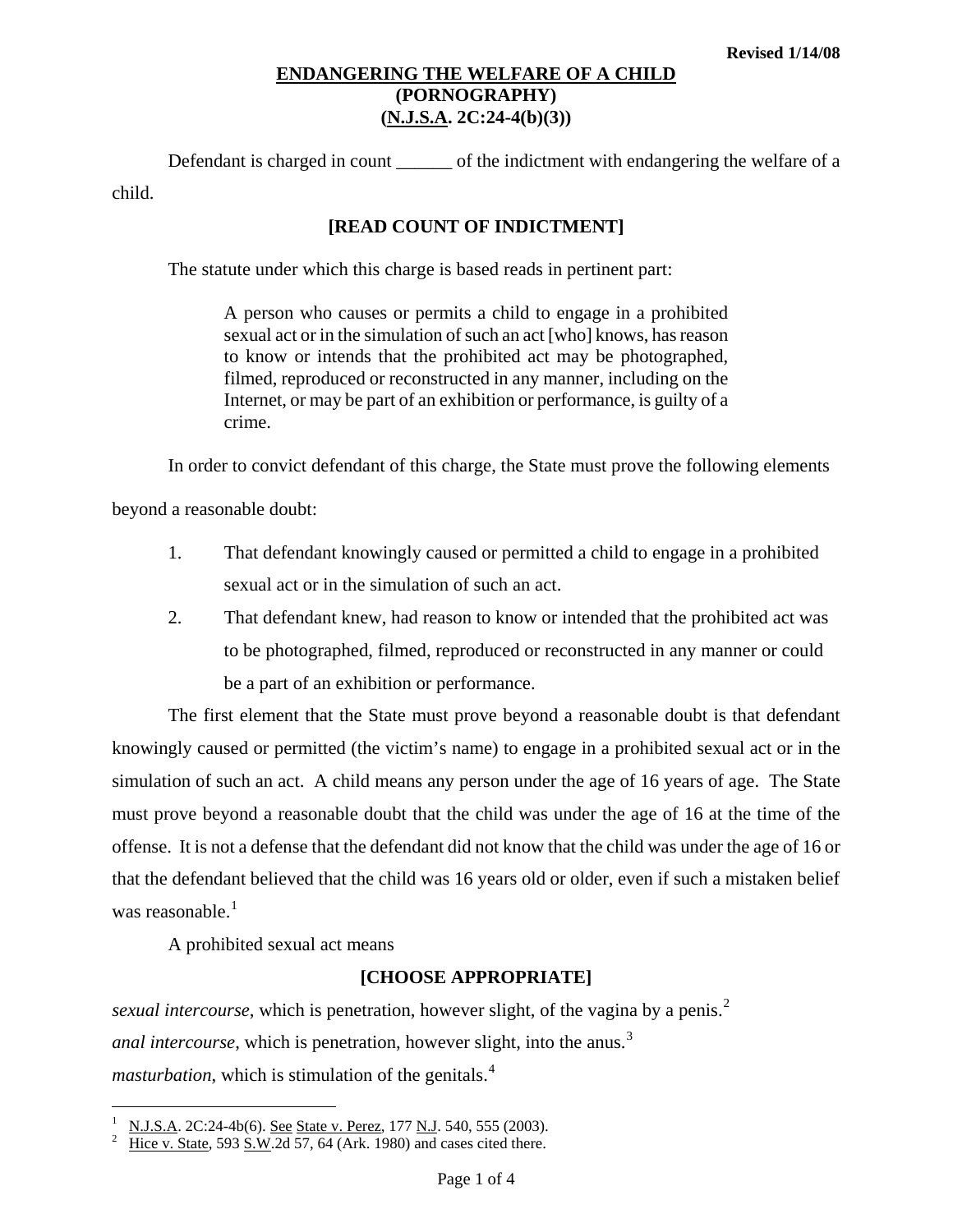Revised 1/14/08

# ENDANGERING THE WELFARE OF A CHILD (PORNOGRAPHY) (N.J.S.A. 2C:24-4(b)(3))

Defendant is charged in count ______ of the indictment with endangering the welfare of a child.

**[READ COUNT OF INDICTMENT]**

The statute under which this charge is based reads in pertinent part:

> A person who causes or permits a child to engage in a prohibited sexual act or in the simulation of such an act [who] knows, has reason to know or intends that the prohibited act may be photographed, filmed, reproduced or reconstructed in any manner, including on the Internet, or may be part of an exhibition or performance, is guilty of a crime.

In order to convict defendant of this charge, the State must prove the following elements beyond a reasonable doubt:

1. That defendant knowingly caused or permitted a child to engage in a prohibited sexual act or in the simulation of such an act.
2. That defendant knew, had reason to know or intended that the prohibited act was to be photographed, filmed, reproduced or reconstructed in any manner or could be a part of an exhibition or performance.

The first element that the State must prove beyond a reasonable doubt is that defendant knowingly caused or permitted (the victim's name) to engage in a prohibited sexual act or in the simulation of such an act. A child means any person under the age of 16 years of age. The State must prove beyond a reasonable doubt that the child was under the age of 16 at the time of the offense. It is not a defense that the defendant did not know that the child was under the age of 16 or that the defendant believed that the child was 16 years old or older, even if such a mistaken belief was reasonable.[1]

A prohibited sexual act means

**[CHOOSE APPROPRIATE]**

*sexual intercourse*, which is penetration, however slight, of the vagina by a penis.[2]

*anal intercourse*, which is penetration, however slight, into the anus.[3]

*masturbation*, which is stimulation of the genitals.[4]

---

[1] N.J.S.A. 2C:24-4b(6). See State v. Perez, 177 N.J. 540, 555 (2003).

[2] Hice v. State, 593 S.W.2d 57, 64 (Ark. 1980) and cases cited there.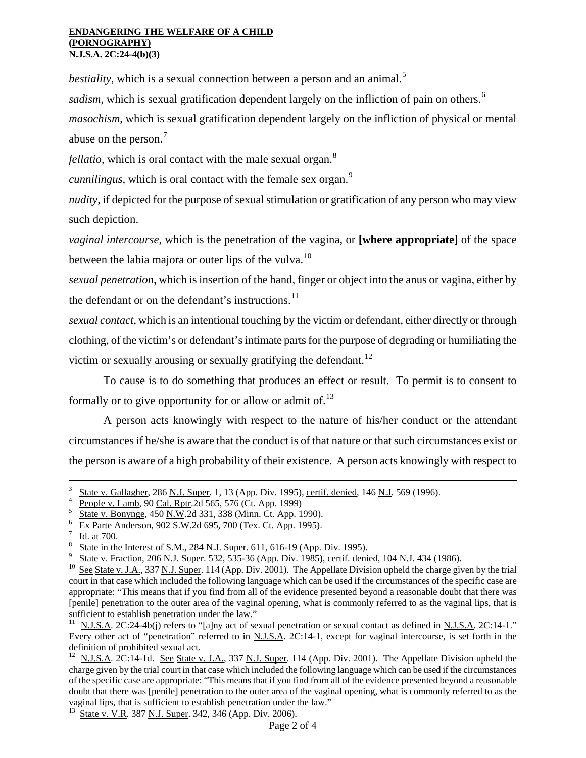*bestiality*, which is a sexual connection between a person and an animal.[5]

*sadism*, which is sexual gratification dependent largely on the infliction of pain on others.[6]

*masochism*, which is sexual gratification dependent largely on the infliction of physical or mental abuse on the person.[7]

*fellatio*, which is oral contact with the male sexual organ.[8]

*cunnilingus*, which is oral contact with the female sex organ.[9]

*nudity*, if depicted for the purpose of sexual stimulation or gratification of any person who may view such depiction.

*vaginal intercourse*, which is the penetration of the vagina, or **[where appropriate]** of the space between the labia majora or outer lips of the vulva.[10]

*sexual penetration*, which is insertion of the hand, finger or object into the anus or vagina, either by the defendant or on the defendant's instructions.[11]

*sexual contact*, which is an intentional touching by the victim or defendant, either directly or through clothing, of the victim's or defendant's intimate parts for the purpose of degrading or humiliating the victim or sexually arousing or sexually gratifying the defendant.[12]

To cause is to do something that produces an effect or result. To permit is to consent to formally or to give opportunity for or allow or admit of.[13]

A person acts knowingly with respect to the nature of his/her conduct or the attendant circumstances if he/she is aware that the conduct is of that nature or that such circumstances exist or the person is aware of a high probability of their existence. A person acts knowingly with respect to

---

[3] State v. Gallagher, 286 N.J. Super. 1, 13 (App. Div. 1995), certif. denied, 146 N.J. 569 (1996).

[4] People v. Lamb, 90 Cal. Rptr.2d 565, 576 (Ct. App. 1999)

[5] State v. Bonynge, 450 N.W.2d 331, 338 (Minn. Ct. App. 1990).

[6] Ex Parte Anderson, 902 S.W.2d 695, 700 (Tex. Ct. App. 1995).

[7] Id. at 700.

[8] State in the Interest of S.M., 284 N.J. Super. 611, 616-19 (App. Div. 1995).

[9] State v. Fraction, 206 N.J. Super. 532, 535-36 (App. Div. 1985), certif. denied, 104 N.J. 434 (1986).

[10] See State v. J.A., 337 N.J. Super. 114 (App. Div. 2001). The Appellate Division upheld the charge given by the trial court in that case which included the following language which can be used if the circumstances of the specific case are appropriate: "This means that if you find from all of the evidence presented beyond a reasonable doubt that there was [penile] penetration to the outer area of the vaginal opening, what is commonly referred to as the vaginal lips, that is sufficient to establish penetration under the law."

[11] N.J.S.A. 2C:24-4b(j) refers to "[a]ny act of sexual penetration or sexual contact as defined in N.J.S.A. 2C:14-1." Every other act of "penetration" referred to in N.J.S.A. 2C:14-1, except for vaginal intercourse, is set forth in the definition of prohibited sexual act.

[12] N.J.S.A. 2C:14-1d. See State v. J.A., 337 N.J. Super. 114 (App. Div. 2001). The Appellate Division upheld the charge given by the trial court in that case which included the following language which can be used if the circumstances of the specific case are appropriate: "This means that if you find from all of the evidence presented beyond a reasonable doubt that there was [penile] penetration to the outer area of the vaginal opening, what is commonly referred to as the vaginal lips, that is sufficient to establish penetration under the law."

[13] State v. V.R. 387 N.J. Super. 342, 346 (App. Div. 2006).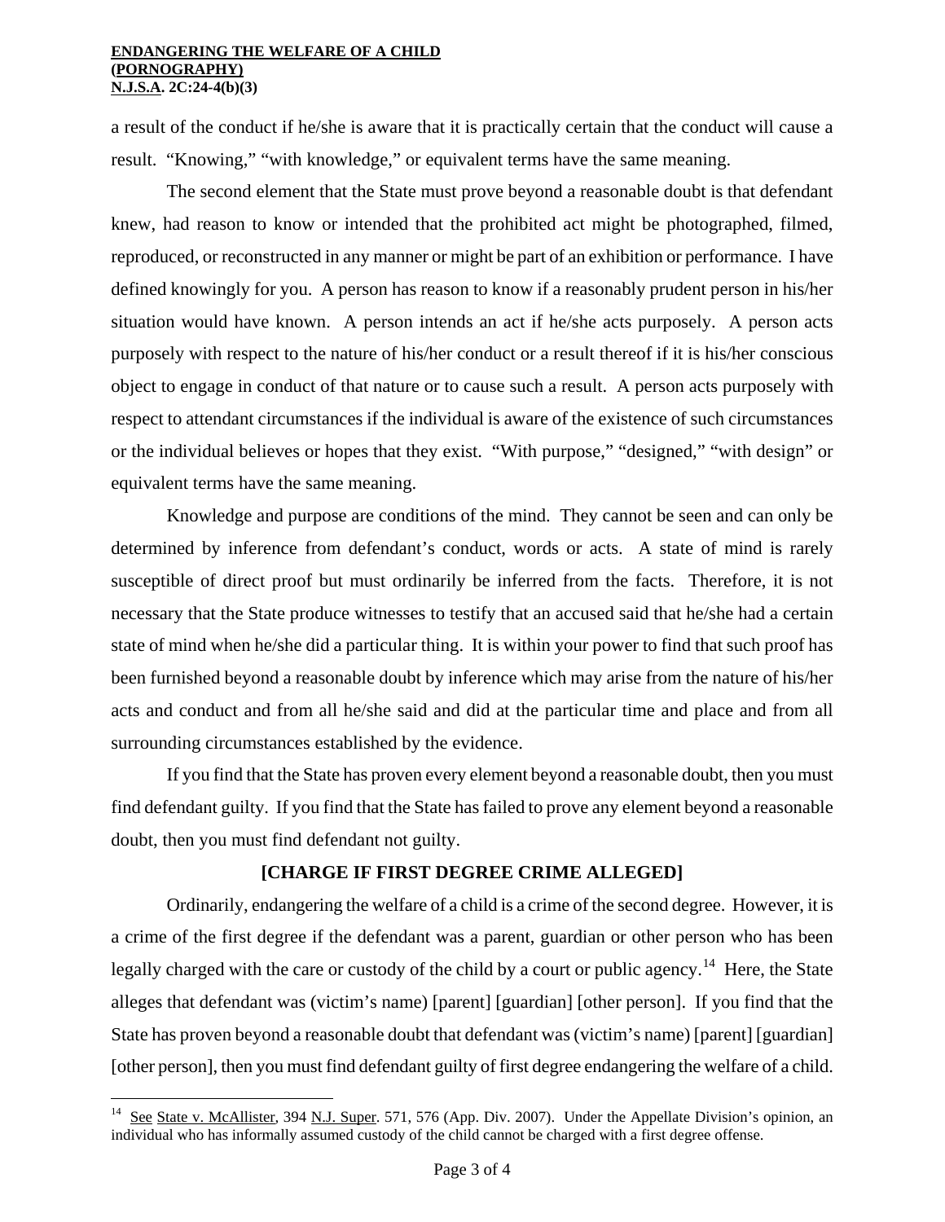a result of the conduct if he/she is aware that it is practically certain that the conduct will cause a result. "Knowing," "with knowledge," or equivalent terms have the same meaning.

The second element that the State must prove beyond a reasonable doubt is that defendant knew, had reason to know or intended that the prohibited act might be photographed, filmed, reproduced, or reconstructed in any manner or might be part of an exhibition or performance. I have defined knowingly for you. A person has reason to know if a reasonably prudent person in his/her situation would have known. A person intends an act if he/she acts purposely. A person acts purposely with respect to the nature of his/her conduct or a result thereof if it is his/her conscious object to engage in conduct of that nature or to cause such a result. A person acts purposely with respect to attendant circumstances if the individual is aware of the existence of such circumstances or the individual believes or hopes that they exist. "With purpose," "designed," "with design" or equivalent terms have the same meaning.

Knowledge and purpose are conditions of the mind. They cannot be seen and can only be determined by inference from defendant's conduct, words or acts. A state of mind is rarely susceptible of direct proof but must ordinarily be inferred from the facts. Therefore, it is not necessary that the State produce witnesses to testify that an accused said that he/she had a certain state of mind when he/she did a particular thing. It is within your power to find that such proof has been furnished beyond a reasonable doubt by inference which may arise from the nature of his/her acts and conduct and from all he/she said and did at the particular time and place and from all surrounding circumstances established by the evidence.

If you find that the State has proven every element beyond a reasonable doubt, then you must find defendant guilty. If you find that the State has failed to prove any element beyond a reasonable doubt, then you must find defendant not guilty.

**[CHARGE IF FIRST DEGREE CRIME ALLEGED]**

Ordinarily, endangering the welfare of a child is a crime of the second degree. However, it is a crime of the first degree if the defendant was a parent, guardian or other person who has been legally charged with the care or custody of the child by a court or public agency.[14] Here, the State alleges that defendant was (victim's name) [parent] [guardian] [other person]. If you find that the State has proven beyond a reasonable doubt that defendant was (victim's name) [parent] [guardian] [other person], then you must find defendant guilty of first degree endangering the welfare of a child.

---

[14] See State v. McAllister, 394 N.J. Super. 571, 576 (App. Div. 2007). Under the Appellate Division's opinion, an individual who has informally assumed custody of the child cannot be charged with a first degree offense.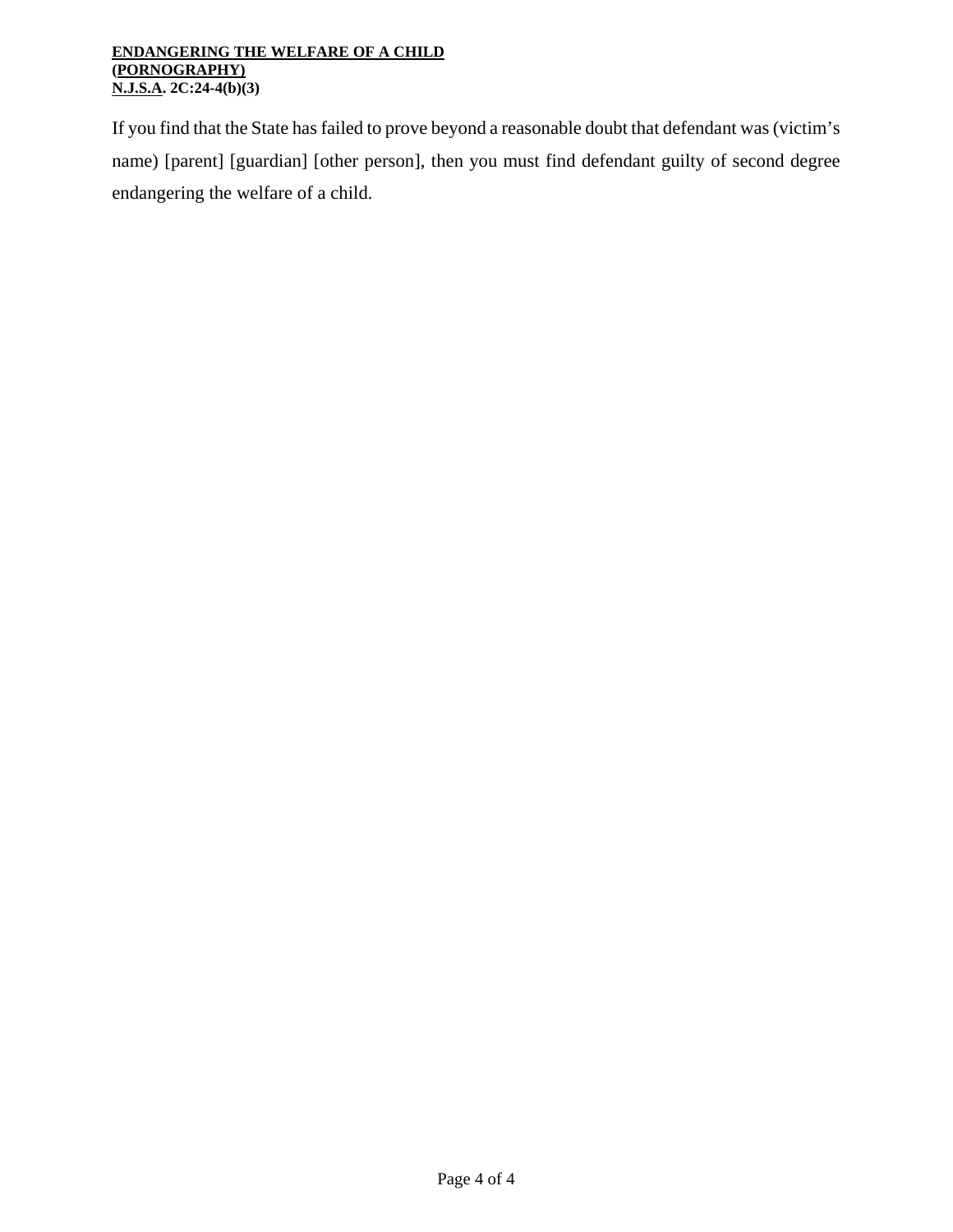If you find that the State has failed to prove beyond a reasonable doubt that defendant was (victim's name) [parent] [guardian] [other person], then you must find defendant guilty of second degree endangering the welfare of a child.